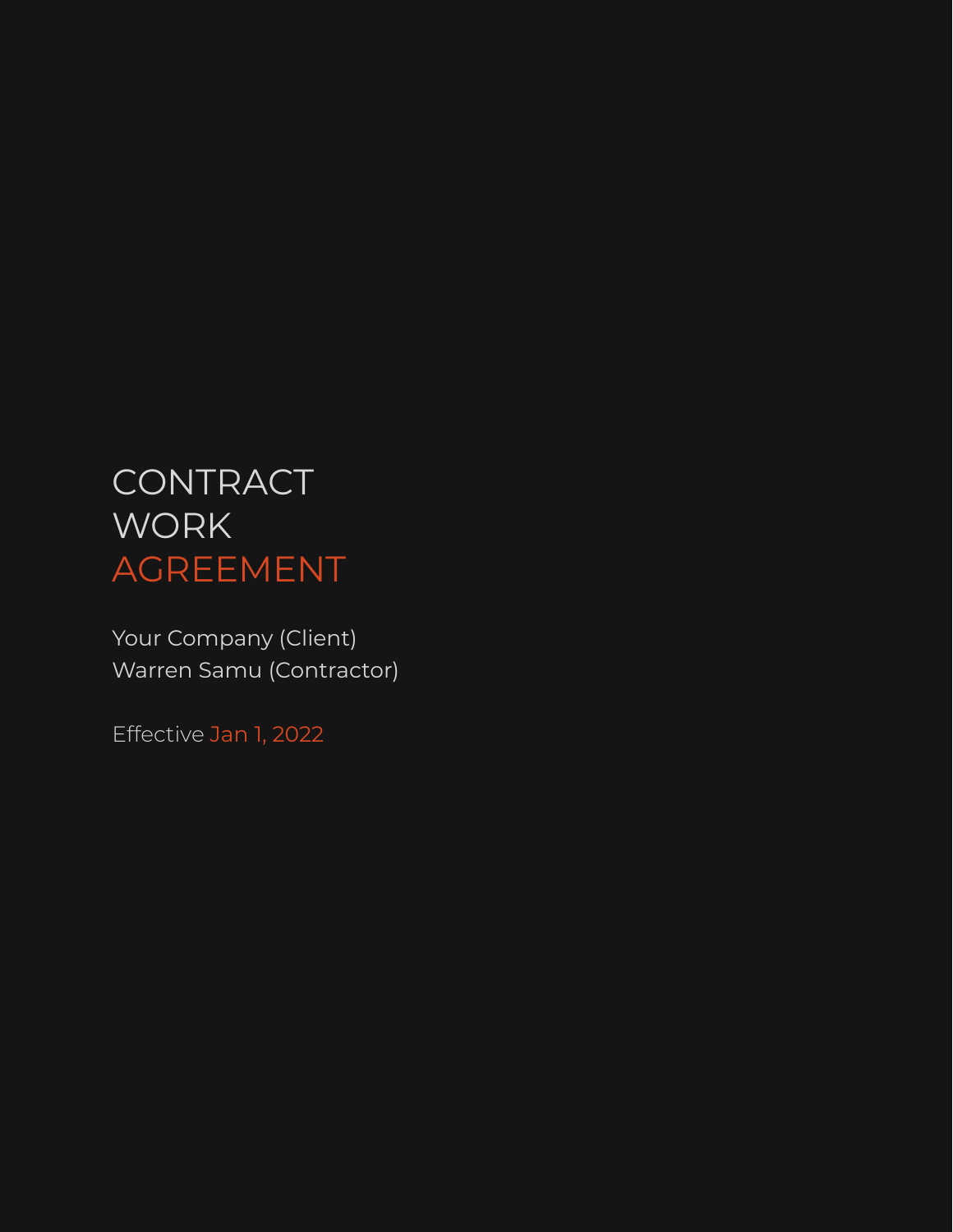# CONTRACT WORK AGREEMENT

Your Company (Client)
Warren Samu (Contractor)

Effective Jan 1, 2022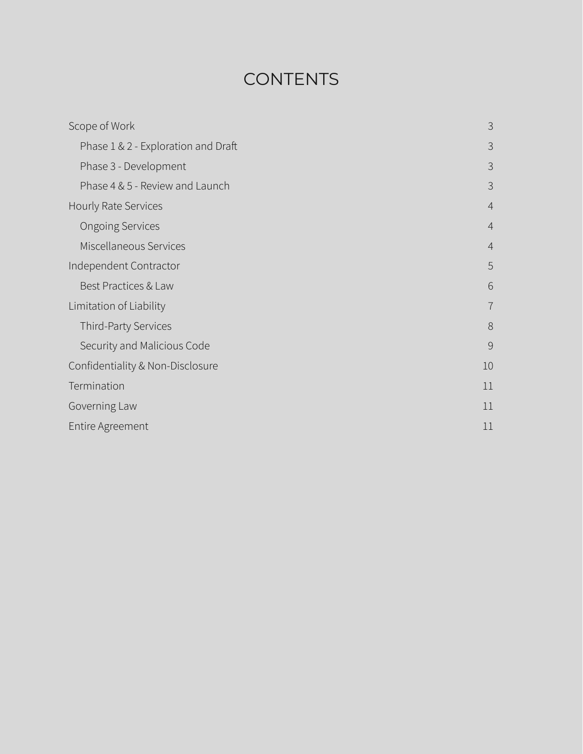# CONTENTS

| | |
|---|---|
| Scope of Work | 3 |
| Phase 1 & 2 - Exploration and Draft | 3 |
| Phase 3 - Development | 3 |
| Phase 4 & 5 - Review and Launch | 3 |
| Hourly Rate Services | 4 |
| Ongoing Services | 4 |
| Miscellaneous Services | 4 |
| Independent Contractor | 5 |
| Best Practices & Law | 6 |
| Limitation of Liability | 7 |
| Third-Party Services | 8 |
| Security and Malicious Code | 9 |
| Confidentiality & Non-Disclosure | 10 |
| Termination | 11 |
| Governing Law | 11 |
| Entire Agreement | 11 |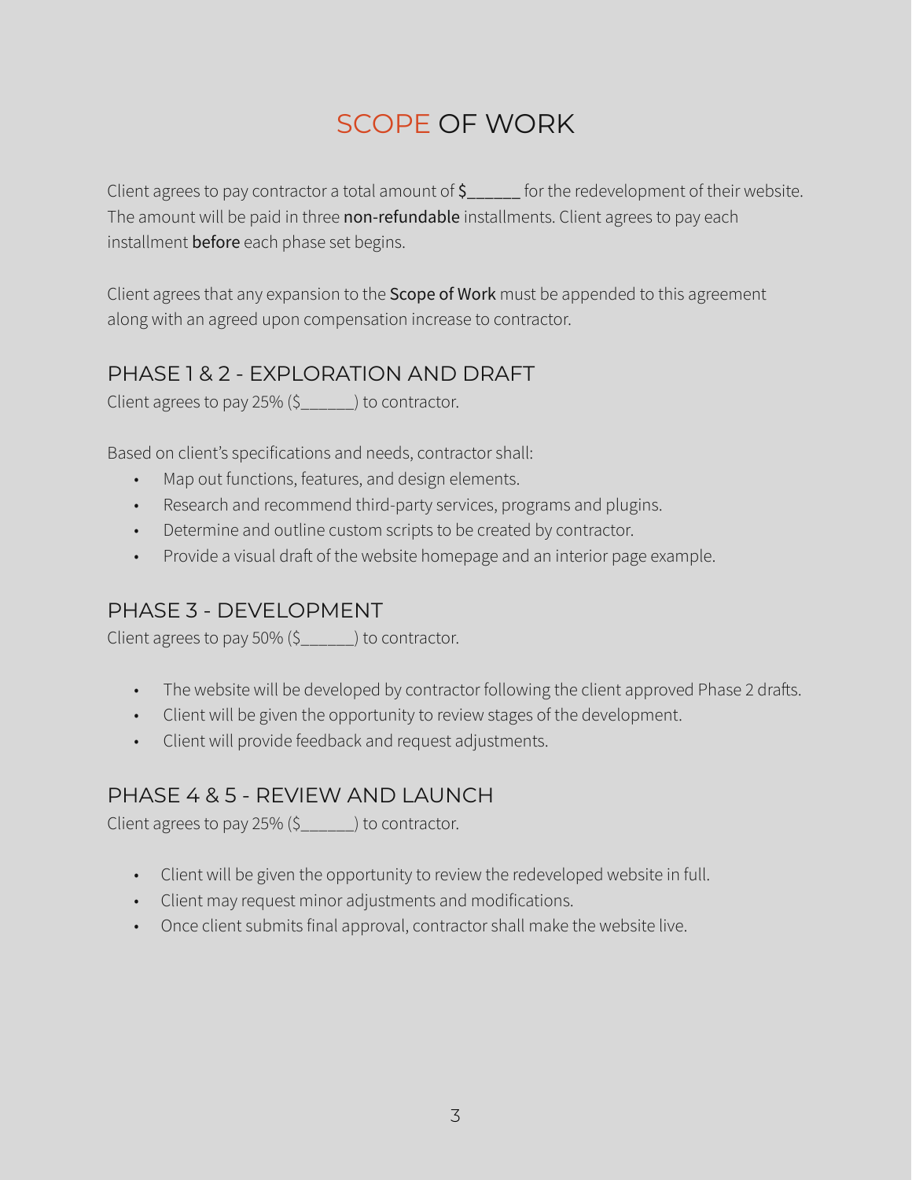# SCOPE OF WORK

Client agrees to pay contractor a total amount of **$______** for the redevelopment of their website. The amount will be paid in three **non-refundable** installments. Client agrees to pay each installment **before** each phase set begins.

Client agrees that any expansion to the **Scope of Work** must be appended to this agreement along with an agreed upon compensation increase to contractor.

## PHASE 1 & 2 - EXPLORATION AND DRAFT

Client agrees to pay 25% ($______) to contractor.

Based on client's specifications and needs, contractor shall:

- Map out functions, features, and design elements.
- Research and recommend third-party services, programs and plugins.
- Determine and outline custom scripts to be created by contractor.
- Provide a visual draft of the website homepage and an interior page example.

## PHASE 3 - DEVELOPMENT

Client agrees to pay 50% ($______) to contractor.

- The website will be developed by contractor following the client approved Phase 2 drafts.
- Client will be given the opportunity to review stages of the development.
- Client will provide feedback and request adjustments.

## PHASE 4 & 5 - REVIEW AND LAUNCH

Client agrees to pay 25% ($______) to contractor.

- Client will be given the opportunity to review the redeveloped website in full.
- Client may request minor adjustments and modifications.
- Once client submits final approval, contractor shall make the website live.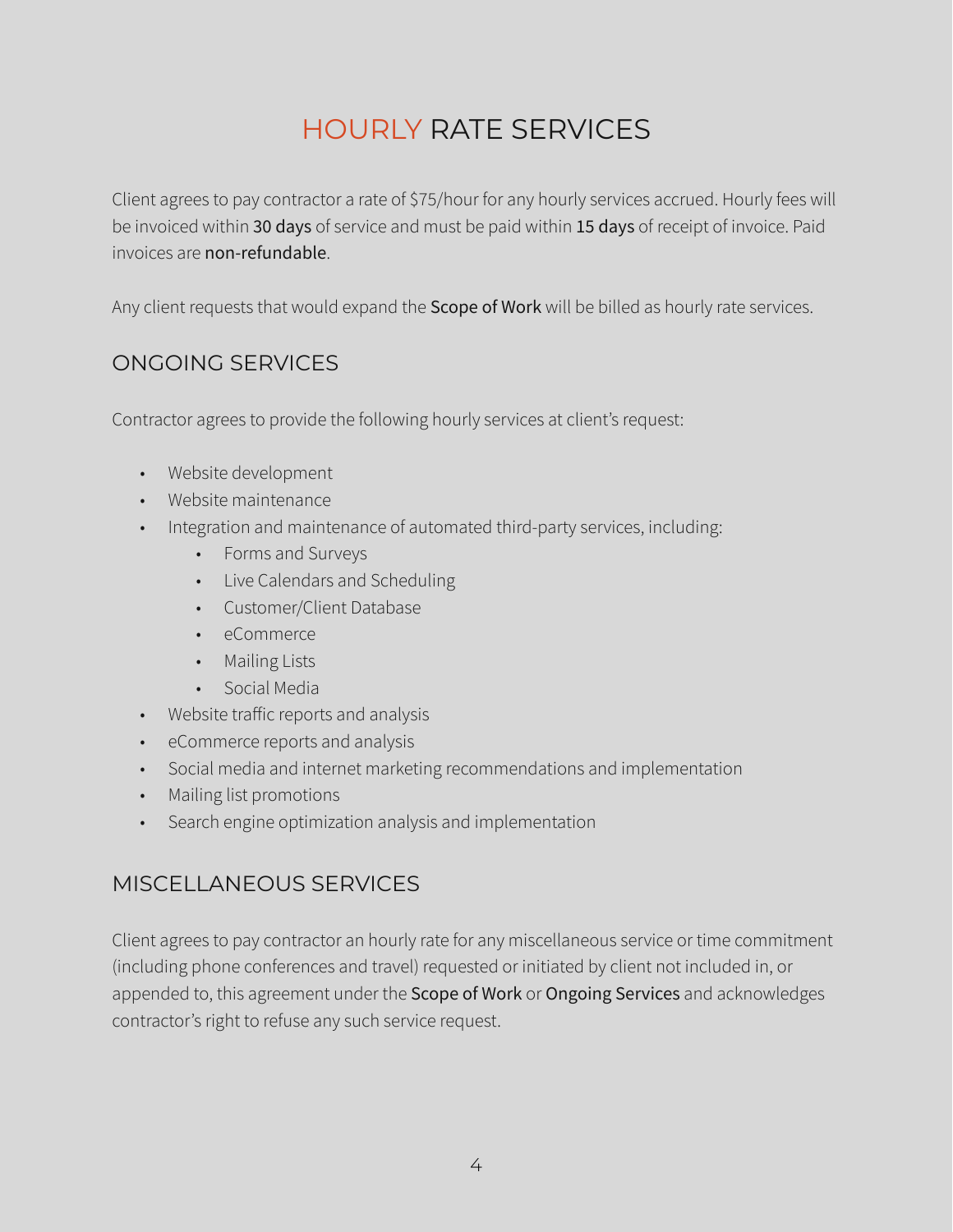# HOURLY RATE SERVICES

Client agrees to pay contractor a rate of $75/hour for any hourly services accrued. Hourly fees will be invoiced within **30 days** of service and must be paid within **15 days** of receipt of invoice. Paid invoices are **non-refundable**.

Any client requests that would expand the **Scope of Work** will be billed as hourly rate services.

## ONGOING SERVICES

Contractor agrees to provide the following hourly services at client's request:

- Website development
- Website maintenance
- Integration and maintenance of automated third-party services, including:
    - Forms and Surveys
    - Live Calendars and Scheduling
    - Customer/Client Database
    - eCommerce
    - Mailing Lists
    - Social Media
- Website traffic reports and analysis
- eCommerce reports and analysis
- Social media and internet marketing recommendations and implementation
- Mailing list promotions
- Search engine optimization analysis and implementation

## MISCELLANEOUS SERVICES

Client agrees to pay contractor an hourly rate for any miscellaneous service or time commitment (including phone conferences and travel) requested or initiated by client not included in, or appended to, this agreement under the **Scope of Work** or **Ongoing Services** and acknowledges contractor's right to refuse any such service request.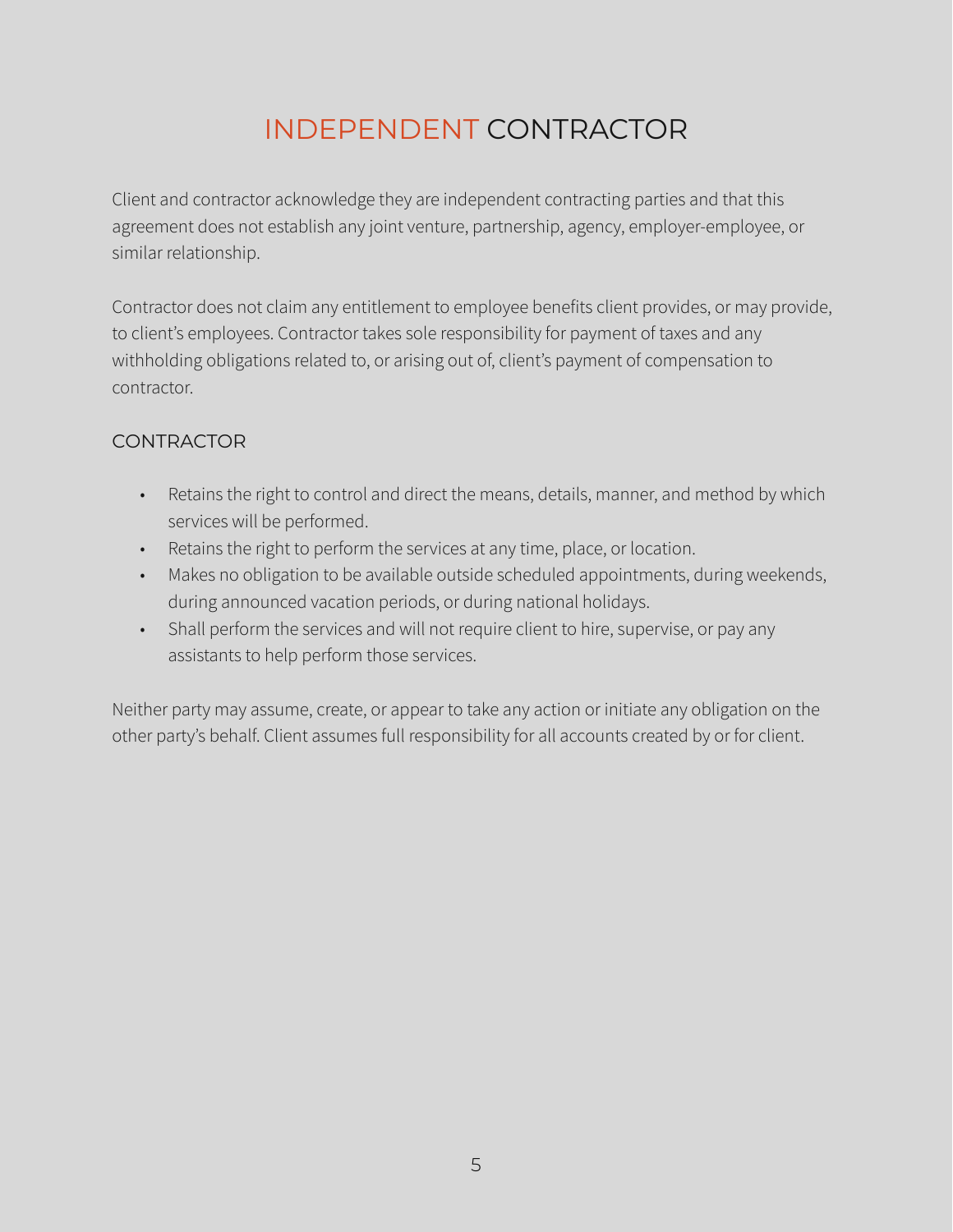# INDEPENDENT CONTRACTOR

Client and contractor acknowledge they are independent contracting parties and that this agreement does not establish any joint venture, partnership, agency, employer-employee, or similar relationship.

Contractor does not claim any entitlement to employee benefits client provides, or may provide, to client's employees. Contractor takes sole responsibility for payment of taxes and any withholding obligations related to, or arising out of, client's payment of compensation to contractor.

## CONTRACTOR

- Retains the right to control and direct the means, details, manner, and method by which services will be performed.
- Retains the right to perform the services at any time, place, or location.
- Makes no obligation to be available outside scheduled appointments, during weekends, during announced vacation periods, or during national holidays.
- Shall perform the services and will not require client to hire, supervise, or pay any assistants to help perform those services.

Neither party may assume, create, or appear to take any action or initiate any obligation on the other party's behalf. Client assumes full responsibility for all accounts created by or for client.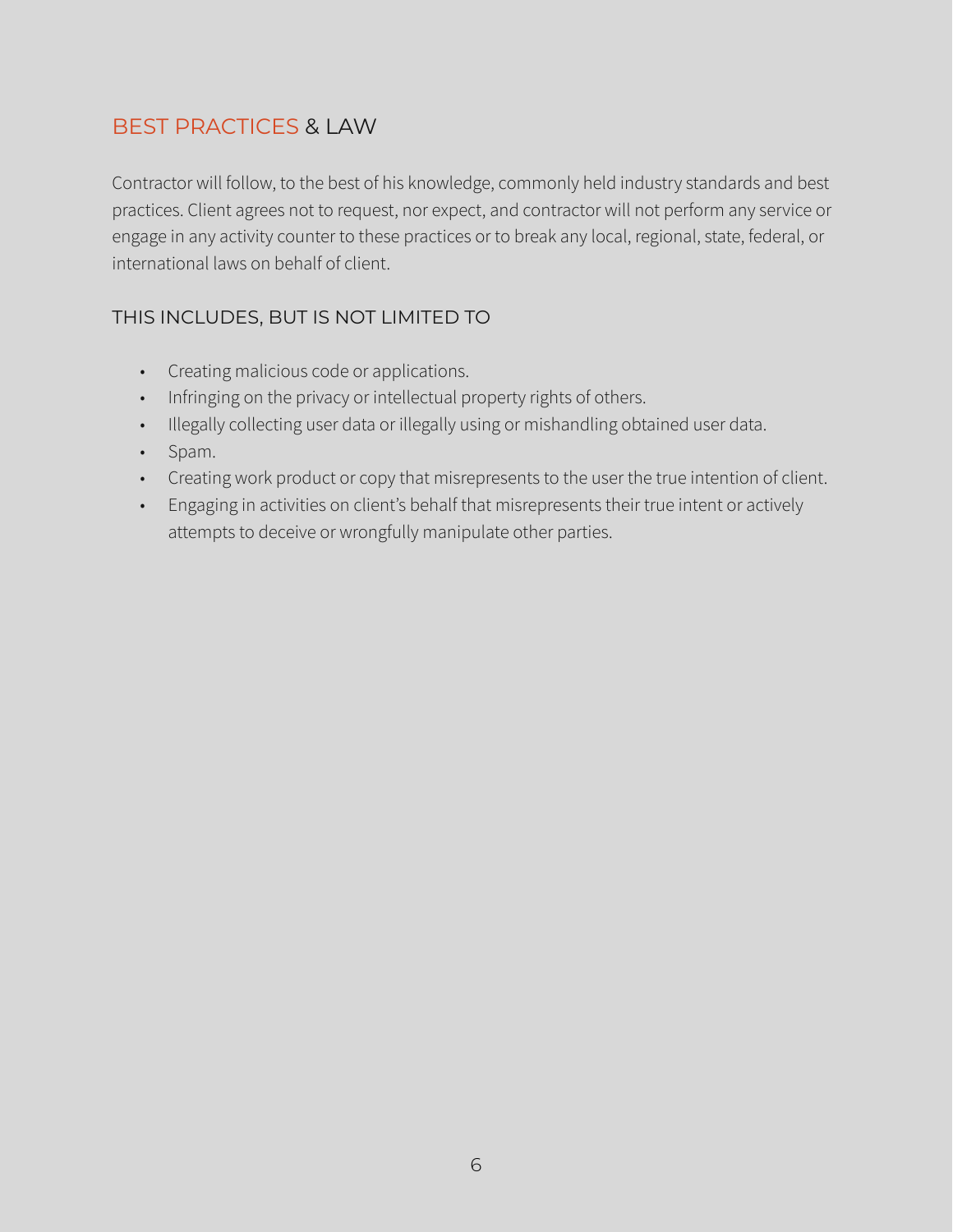## BEST PRACTICES & LAW

Contractor will follow, to the best of his knowledge, commonly held industry standards and best practices. Client agrees not to request, nor expect, and contractor will not perform any service or engage in any activity counter to these practices or to break any local, regional, state, federal, or international laws on behalf of client.

### THIS INCLUDES, BUT IS NOT LIMITED TO

- Creating malicious code or applications.
- Infringing on the privacy or intellectual property rights of others.
- Illegally collecting user data or illegally using or mishandling obtained user data.
- Spam.
- Creating work product or copy that misrepresents to the user the true intention of client.
- Engaging in activities on client's behalf that misrepresents their true intent or actively attempts to deceive or wrongfully manipulate other parties.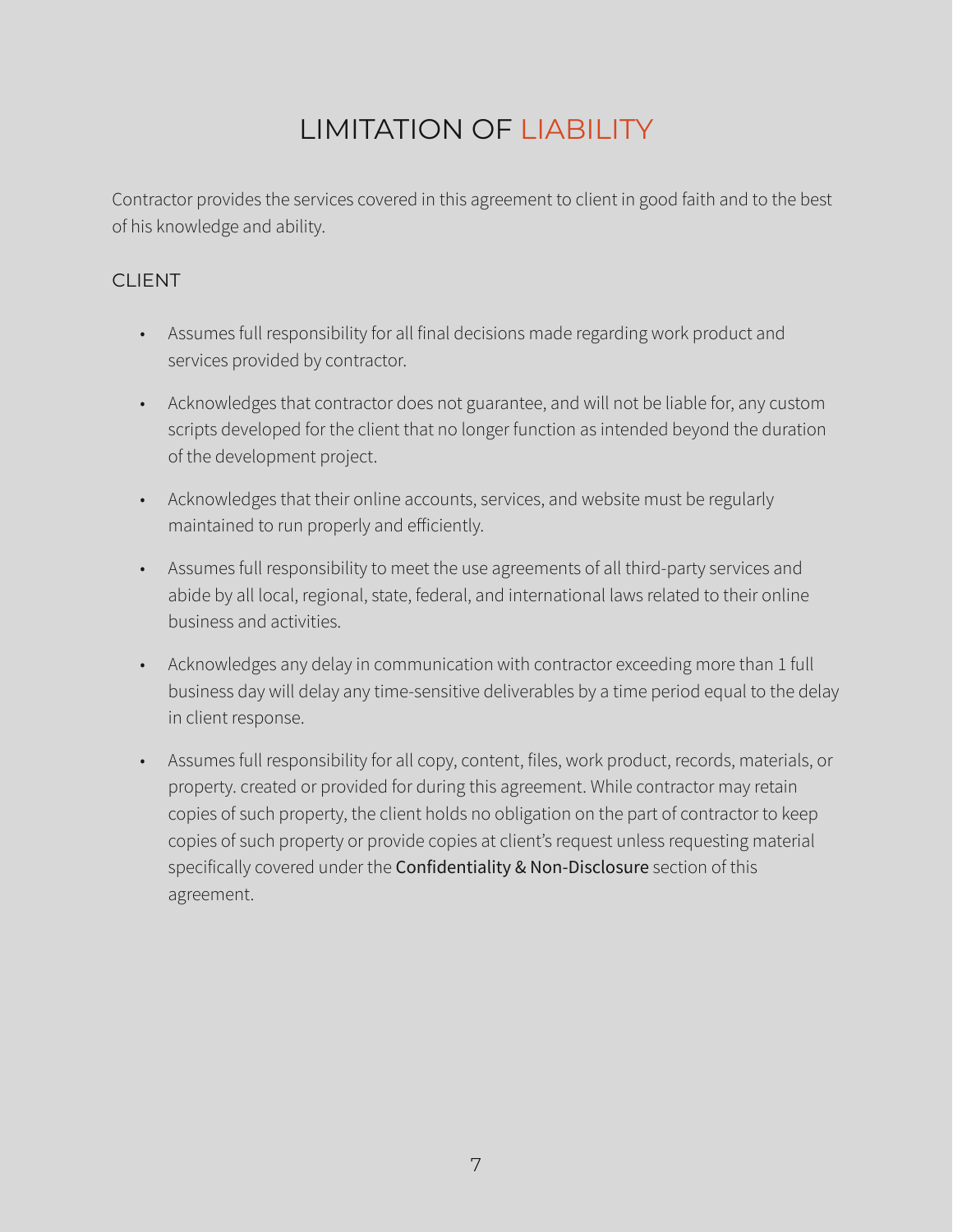# LIMITATION OF LIABILITY

Contractor provides the services covered in this agreement to client in good faith and to the best of his knowledge and ability.

## CLIENT

- Assumes full responsibility for all final decisions made regarding work product and services provided by contractor.
- Acknowledges that contractor does not guarantee, and will not be liable for, any custom scripts developed for the client that no longer function as intended beyond the duration of the development project.
- Acknowledges that their online accounts, services, and website must be regularly maintained to run properly and efficiently.
- Assumes full responsibility to meet the use agreements of all third-party services and abide by all local, regional, state, federal, and international laws related to their online business and activities.
- Acknowledges any delay in communication with contractor exceeding more than 1 full business day will delay any time-sensitive deliverables by a time period equal to the delay in client response.
- Assumes full responsibility for all copy, content, files, work product, records, materials, or property. created or provided for during this agreement. While contractor may retain copies of such property, the client holds no obligation on the part of contractor to keep copies of such property or provide copies at client's request unless requesting material specifically covered under the **Confidentiality & Non-Disclosure** section of this agreement.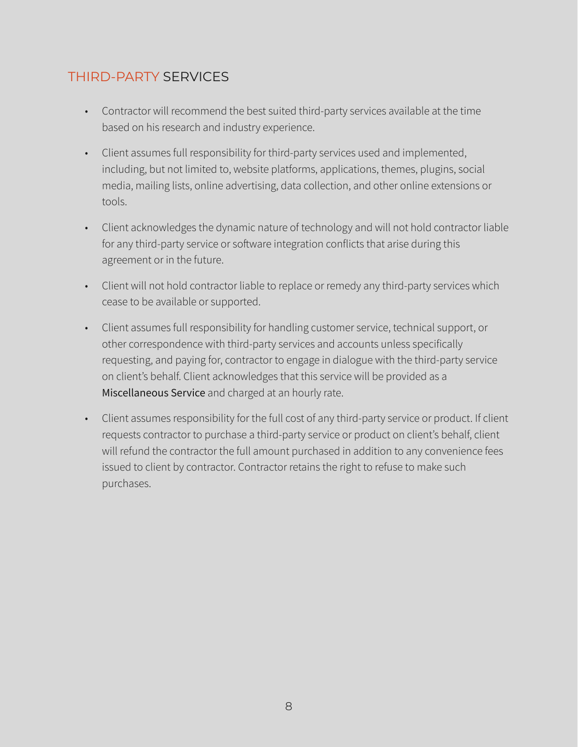## THIRD-PARTY SERVICES

- Contractor will recommend the best suited third-party services available at the time based on his research and industry experience.
- Client assumes full responsibility for third-party services used and implemented, including, but not limited to, website platforms, applications, themes, plugins, social media, mailing lists, online advertising, data collection, and other online extensions or tools.
- Client acknowledges the dynamic nature of technology and will not hold contractor liable for any third-party service or software integration conflicts that arise during this agreement or in the future.
- Client will not hold contractor liable to replace or remedy any third-party services which cease to be available or supported.
- Client assumes full responsibility for handling customer service, technical support, or other correspondence with third-party services and accounts unless specifically requesting, and paying for, contractor to engage in dialogue with the third-party service on client's behalf. Client acknowledges that this service will be provided as a Miscellaneous Service and charged at an hourly rate.
- Client assumes responsibility for the full cost of any third-party service or product. If client requests contractor to purchase a third-party service or product on client's behalf, client will refund the contractor the full amount purchased in addition to any convenience fees issued to client by contractor. Contractor retains the right to refuse to make such purchases.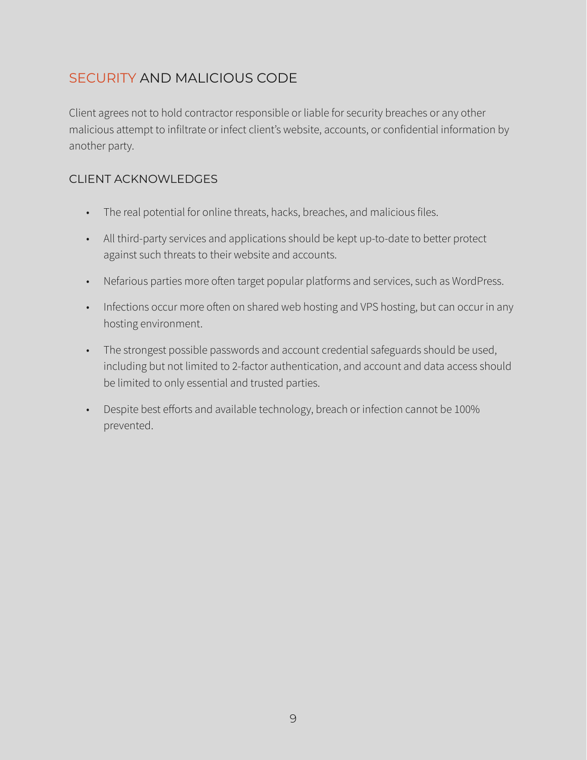## SECURITY AND MALICIOUS CODE

Client agrees not to hold contractor responsible or liable for security breaches or any other malicious attempt to infiltrate or infect client's website, accounts, or confidential information by another party.

### CLIENT ACKNOWLEDGES

- The real potential for online threats, hacks, breaches, and malicious files.
- All third-party services and applications should be kept up-to-date to better protect against such threats to their website and accounts.
- Nefarious parties more often target popular platforms and services, such as WordPress.
- Infections occur more often on shared web hosting and VPS hosting, but can occur in any hosting environment.
- The strongest possible passwords and account credential safeguards should be used, including but not limited to 2-factor authentication, and account and data access should be limited to only essential and trusted parties.
- Despite best efforts and available technology, breach or infection cannot be 100% prevented.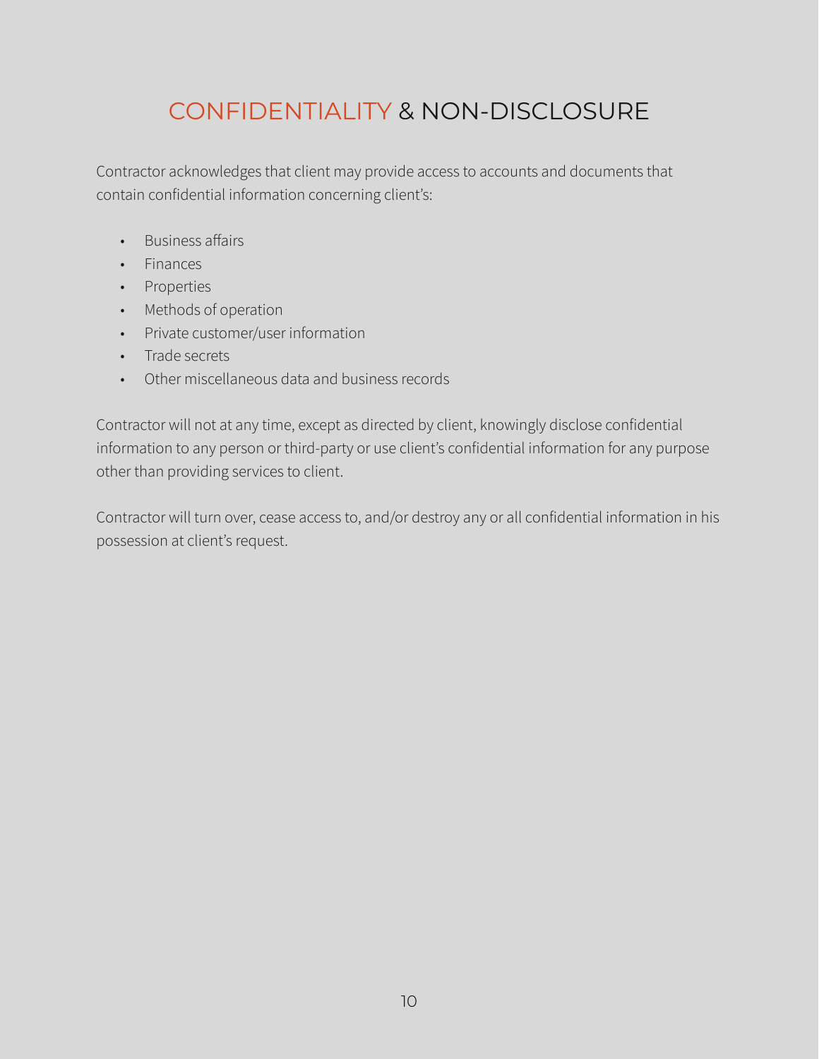# CONFIDENTIALITY & NON-DISCLOSURE

Contractor acknowledges that client may provide access to accounts and documents that contain confidential information concerning client's:

- Business affairs
- Finances
- Properties
- Methods of operation
- Private customer/user information
- Trade secrets
- Other miscellaneous data and business records

Contractor will not at any time, except as directed by client, knowingly disclose confidential information to any person or third-party or use client's confidential information for any purpose other than providing services to client.

Contractor will turn over, cease access to, and/or destroy any or all confidential information in his possession at client's request.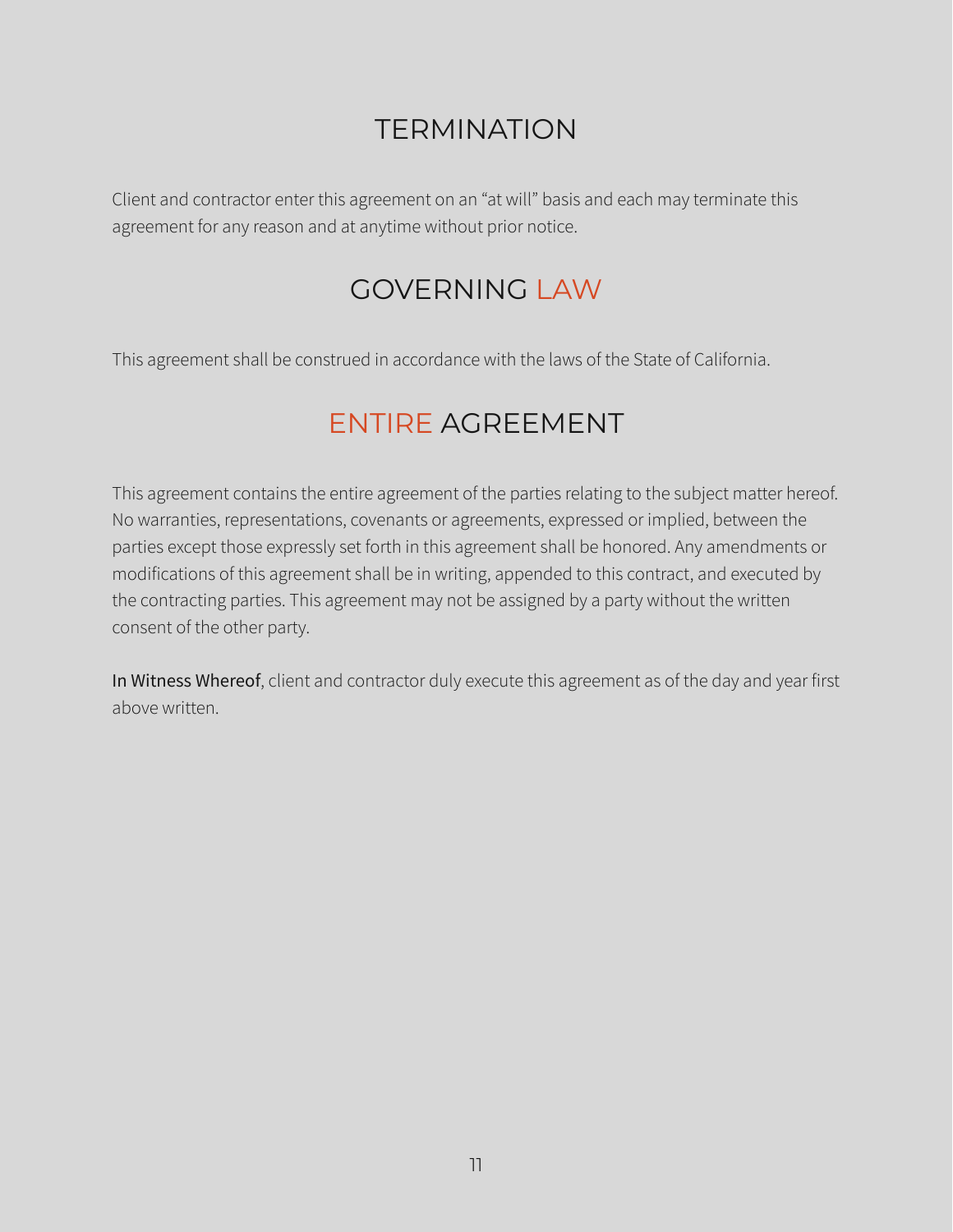## TERMINATION

Client and contractor enter this agreement on an "at will" basis and each may terminate this agreement for any reason and at anytime without prior notice.

## GOVERNING LAW

This agreement shall be construed in accordance with the laws of the State of California.

## ENTIRE AGREEMENT

This agreement contains the entire agreement of the parties relating to the subject matter hereof. No warranties, representations, covenants or agreements, expressed or implied, between the parties except those expressly set forth in this agreement shall be honored. Any amendments or modifications of this agreement shall be in writing, appended to this contract, and executed by the contracting parties. This agreement may not be assigned by a party without the written consent of the other party.

In Witness Whereof, client and contractor duly execute this agreement as of the day and year first above written.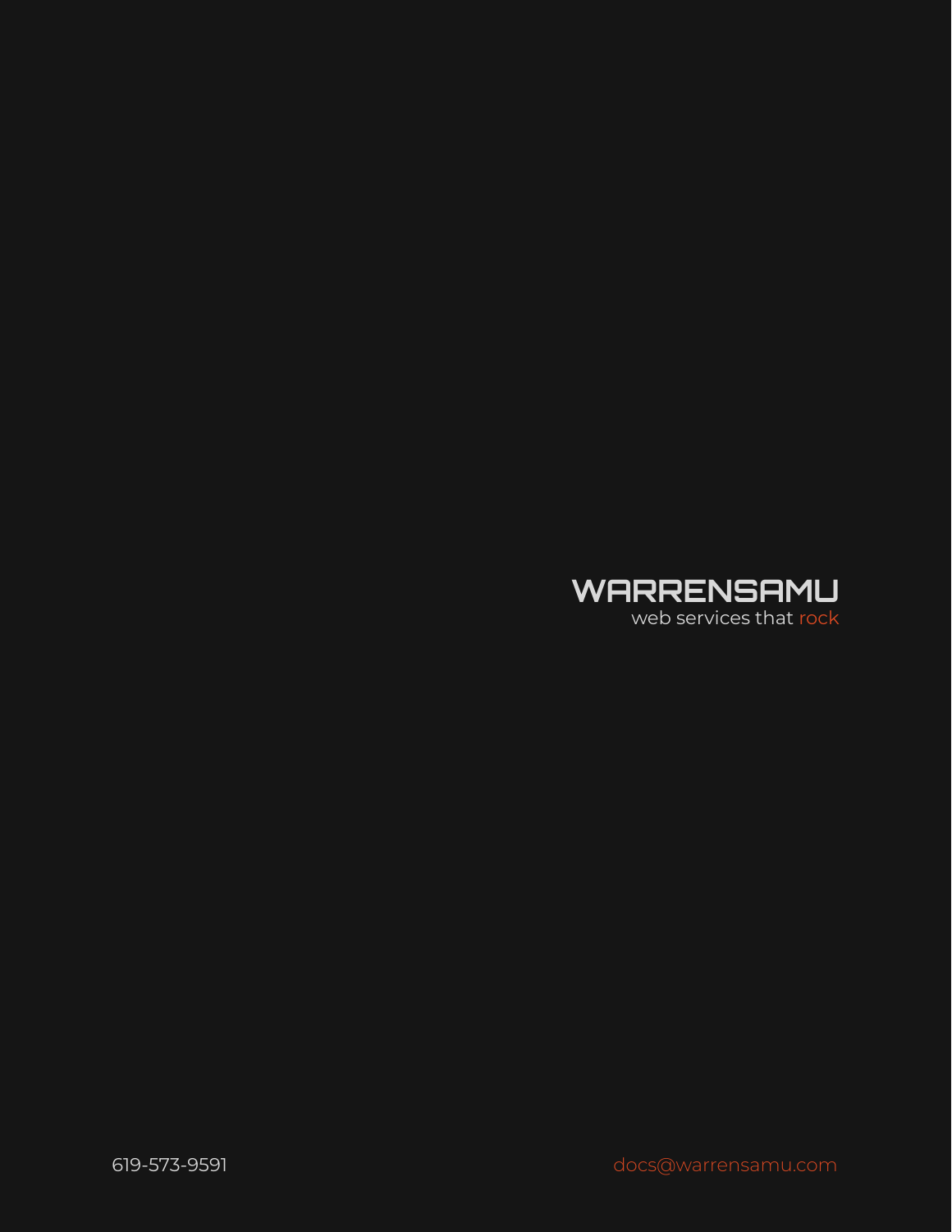WARRENSAMU

web services that rock

619-573-9591

docs@warrensamu.com